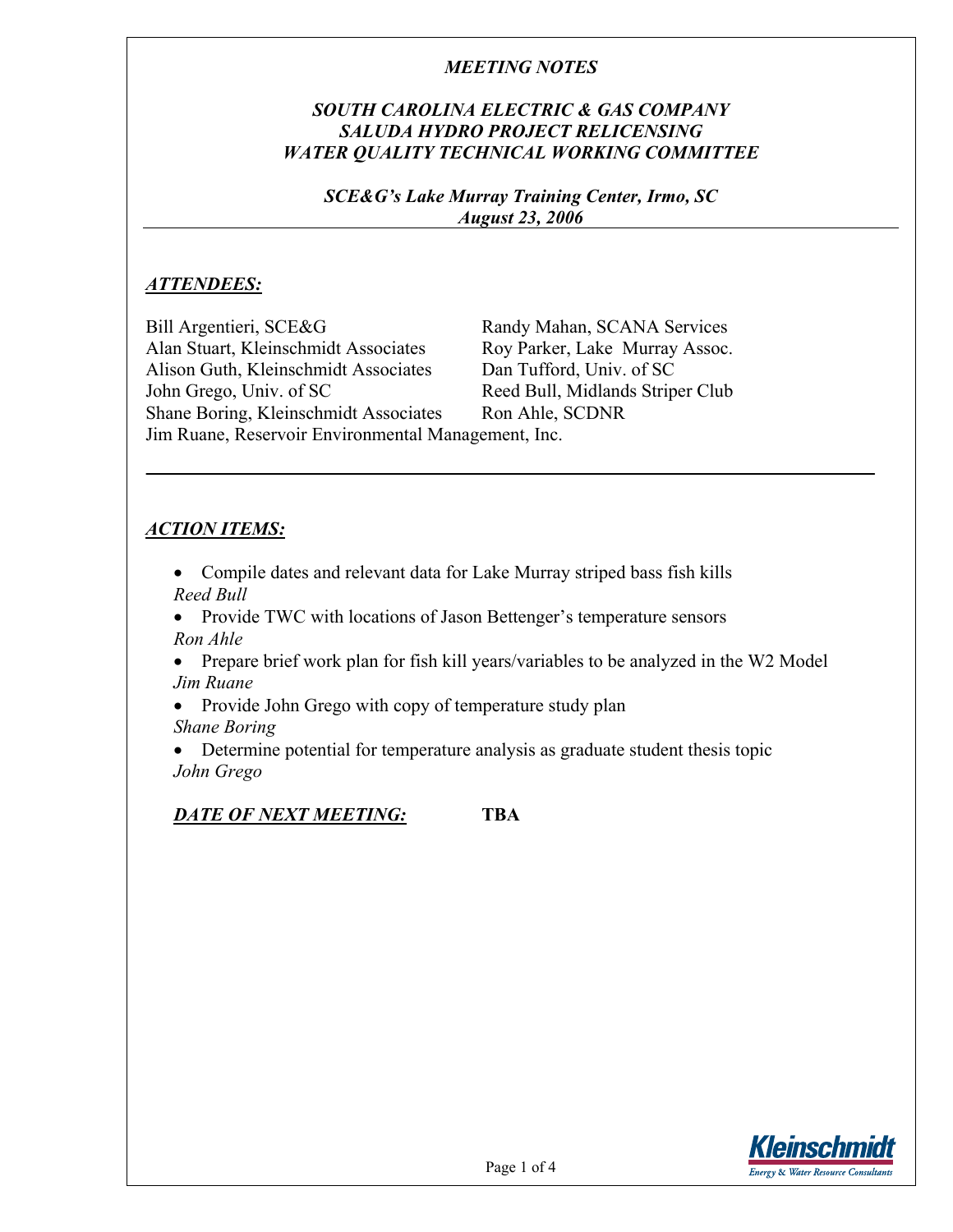*MEETING NOTES*

***SOUTH CAROLINA ELECTRIC & GAS COMPANY***
***SALUDA HYDRO PROJECT RELICENSING***
***WATER QUALITY TECHNICAL WORKING COMMITTEE***

***SCE&G's Lake Murray Training Center, Irmo, SC***
***August 23, 2006***

---

***ATTENDEES:***

Bill Argentieri, SCE&G
Alan Stuart, Kleinschmidt Associates
Alison Guth, Kleinschmidt Associates
John Grego, Univ. of SC
Shane Boring, Kleinschmidt Associates
Jim Ruane, Reservoir Environmental Management, Inc.
Randy Mahan, SCANA Services
Roy Parker, Lake Murray Assoc.
Dan Tufford, Univ. of SC
Reed Bull, Midlands Striper Club
Ron Ahle, SCDNR

---

***ACTION ITEMS:***

- Compile dates and relevant data for Lake Murray striped bass fish kills
  *Reed Bull*
- Provide TWC with locations of Jason Bettenger's temperature sensors
  *Ron Ahle*
- Prepare brief work plan for fish kill years/variables to be analyzed in the W2 Model
  *Jim Ruane*
- Provide John Grego with copy of temperature study plan
  *Shane Boring*
- Determine potential for temperature analysis as graduate student thesis topic
  *John Grego*

***DATE OF NEXT MEETING:*** **TBA**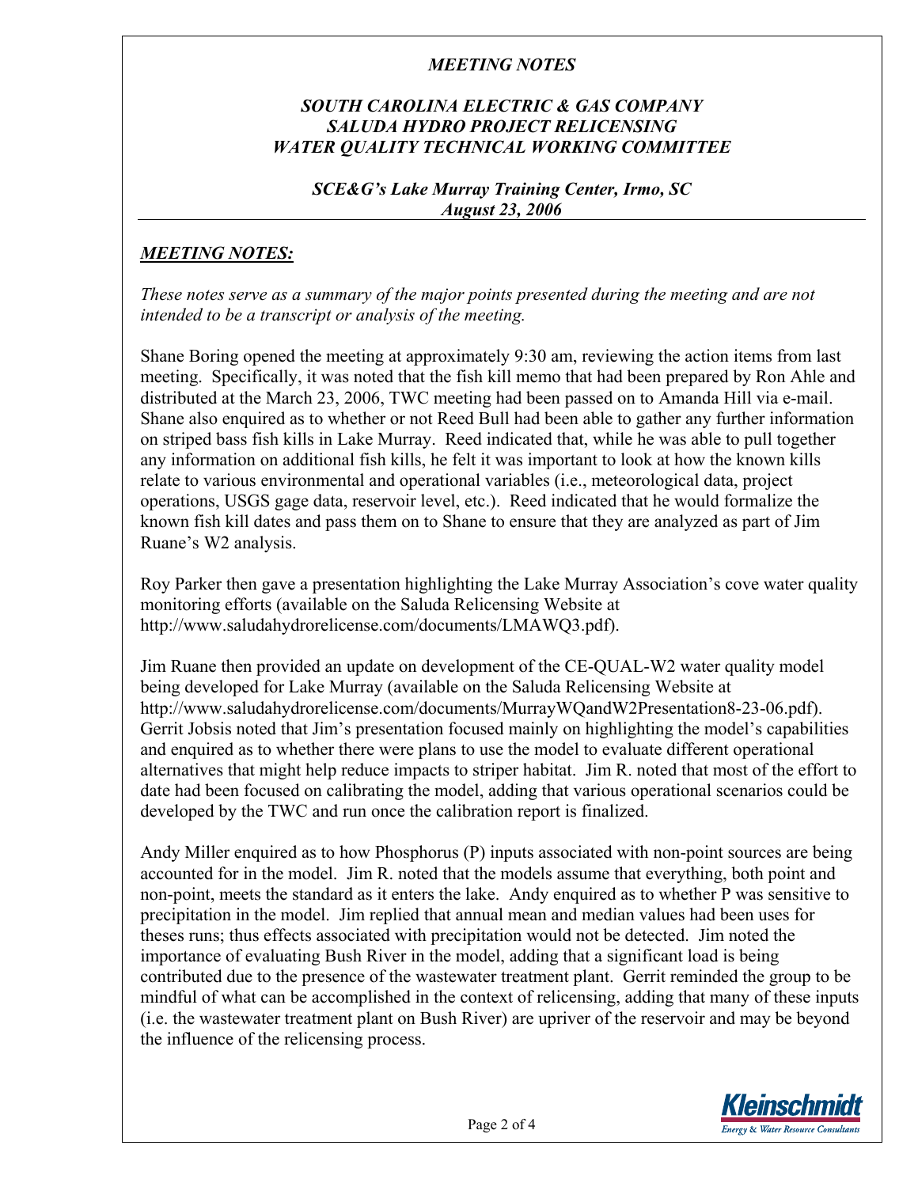*MEETING NOTES*

***SOUTH CAROLINA ELECTRIC & GAS COMPANY***
***SALUDA HYDRO PROJECT RELICENSING***
***WATER QUALITY TECHNICAL WORKING COMMITTEE***

***SCE&G's Lake Murray Training Center, Irmo, SC***
***August 23, 2006***

## ***MEETING NOTES:***

*These notes serve as a summary of the major points presented during the meeting and are not intended to be a transcript or analysis of the meeting.*

Shane Boring opened the meeting at approximately 9:30 am, reviewing the action items from last meeting. Specifically, it was noted that the fish kill memo that had been prepared by Ron Ahle and distributed at the March 23, 2006, TWC meeting had been passed on to Amanda Hill via e-mail. Shane also enquired as to whether or not Reed Bull had been able to gather any further information on striped bass fish kills in Lake Murray. Reed indicated that, while he was able to pull together any information on additional fish kills, he felt it was important to look at how the known kills relate to various environmental and operational variables (i.e., meteorological data, project operations, USGS gage data, reservoir level, etc.). Reed indicated that he would formalize the known fish kill dates and pass them on to Shane to ensure that they are analyzed as part of Jim Ruane's W2 analysis.

Roy Parker then gave a presentation highlighting the Lake Murray Association's cove water quality monitoring efforts (available on the Saluda Relicensing Website at http://www.saludahydrorelicense.com/documents/LMAWQ3.pdf).

Jim Ruane then provided an update on development of the CE-QUAL-W2 water quality model being developed for Lake Murray (available on the Saluda Relicensing Website at http://www.saludahydrorelicense.com/documents/MurrayWQandW2Presentation8-23-06.pdf). Gerrit Jobsis noted that Jim's presentation focused mainly on highlighting the model's capabilities and enquired as to whether there were plans to use the model to evaluate different operational alternatives that might help reduce impacts to striper habitat. Jim R. noted that most of the effort to date had been focused on calibrating the model, adding that various operational scenarios could be developed by the TWC and run once the calibration report is finalized.

Andy Miller enquired as to how Phosphorus (P) inputs associated with non-point sources are being accounted for in the model. Jim R. noted that the models assume that everything, both point and non-point, meets the standard as it enters the lake. Andy enquired as to whether P was sensitive to precipitation in the model. Jim replied that annual mean and median values had been uses for theses runs; thus effects associated with precipitation would not be detected. Jim noted the importance of evaluating Bush River in the model, adding that a significant load is being contributed due to the presence of the wastewater treatment plant. Gerrit reminded the group to be mindful of what can be accomplished in the context of relicensing, adding that many of these inputs (i.e. the wastewater treatment plant on Bush River) are upriver of the reservoir and may be beyond the influence of the relicensing process.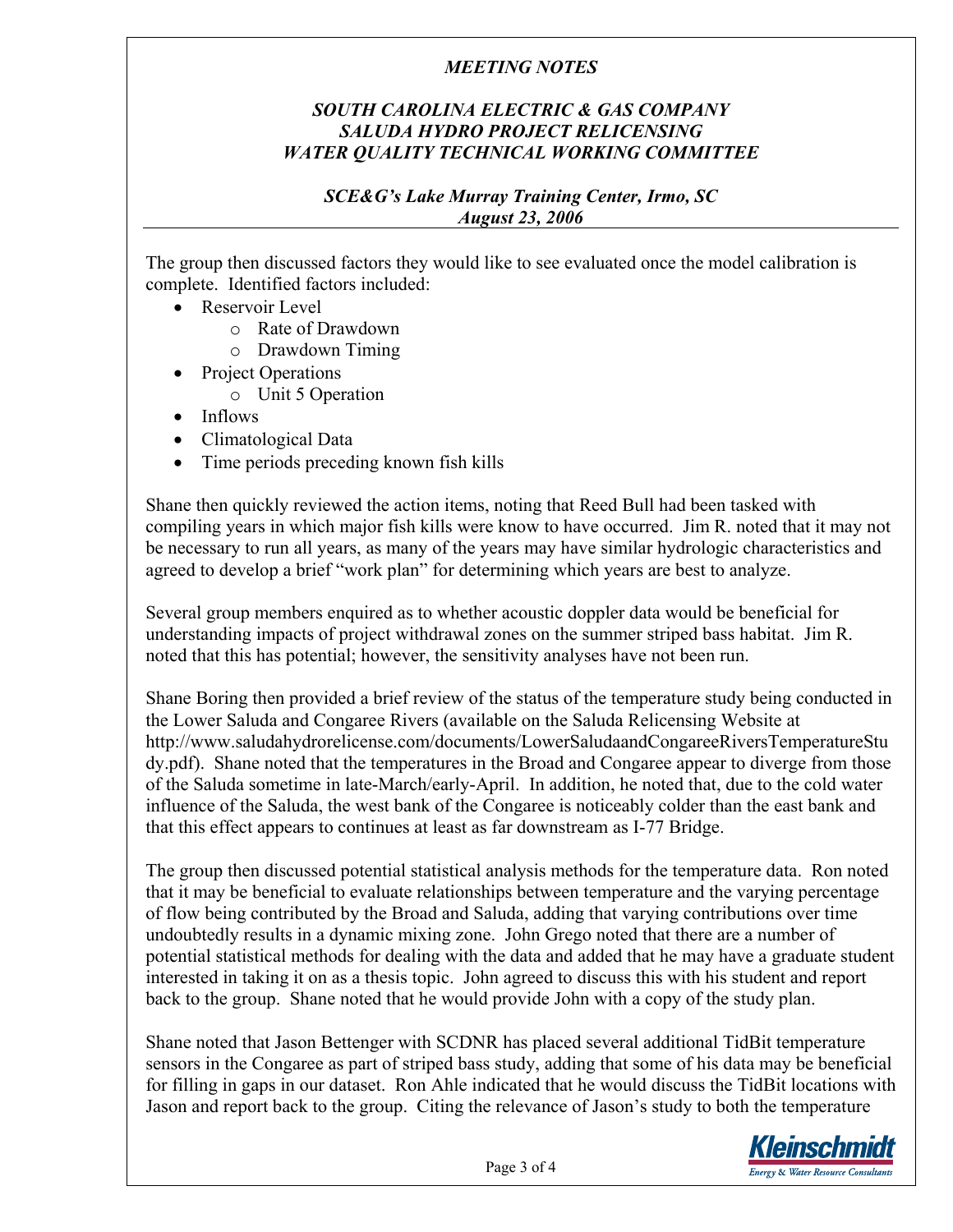*MEETING NOTES*

*SOUTH CAROLINA ELECTRIC & GAS COMPANY*
*SALUDA HYDRO PROJECT RELICENSING*
*WATER QUALITY TECHNICAL WORKING COMMITTEE*

*SCE&G's Lake Murray Training Center, Irmo, SC*
*August 23, 2006*

The group then discussed factors they would like to see evaluated once the model calibration is complete. Identified factors included:

- Reservoir Level
  - Rate of Drawdown
  - Drawdown Timing
- Project Operations
  - Unit 5 Operation
- Inflows
- Climatological Data
- Time periods preceding known fish kills

Shane then quickly reviewed the action items, noting that Reed Bull had been tasked with compiling years in which major fish kills were know to have occurred. Jim R. noted that it may not be necessary to run all years, as many of the years may have similar hydrologic characteristics and agreed to develop a brief "work plan" for determining which years are best to analyze.

Several group members enquired as to whether acoustic doppler data would be beneficial for understanding impacts of project withdrawal zones on the summer striped bass habitat. Jim R. noted that this has potential; however, the sensitivity analyses have not been run.

Shane Boring then provided a brief review of the status of the temperature study being conducted in the Lower Saluda and Congaree Rivers (available on the Saluda Relicensing Website at http://www.saludahydrorelicense.com/documents/LowerSaludaandCongareeRiversTemperatureStudy.pdf). Shane noted that the temperatures in the Broad and Congaree appear to diverge from those of the Saluda sometime in late-March/early-April. In addition, he noted that, due to the cold water influence of the Saluda, the west bank of the Congaree is noticeably colder than the east bank and that this effect appears to continues at least as far downstream as I-77 Bridge.

The group then discussed potential statistical analysis methods for the temperature data. Ron noted that it may be beneficial to evaluate relationships between temperature and the varying percentage of flow being contributed by the Broad and Saluda, adding that varying contributions over time undoubtedly results in a dynamic mixing zone. John Grego noted that there are a number of potential statistical methods for dealing with the data and added that he may have a graduate student interested in taking it on as a thesis topic. John agreed to discuss this with his student and report back to the group. Shane noted that he would provide John with a copy of the study plan.

Shane noted that Jason Bettenger with SCDNR has placed several additional TidBit temperature sensors in the Congaree as part of striped bass study, adding that some of his data may be beneficial for filling in gaps in our dataset. Ron Ahle indicated that he would discuss the TidBit locations with Jason and report back to the group. Citing the relevance of Jason's study to both the temperature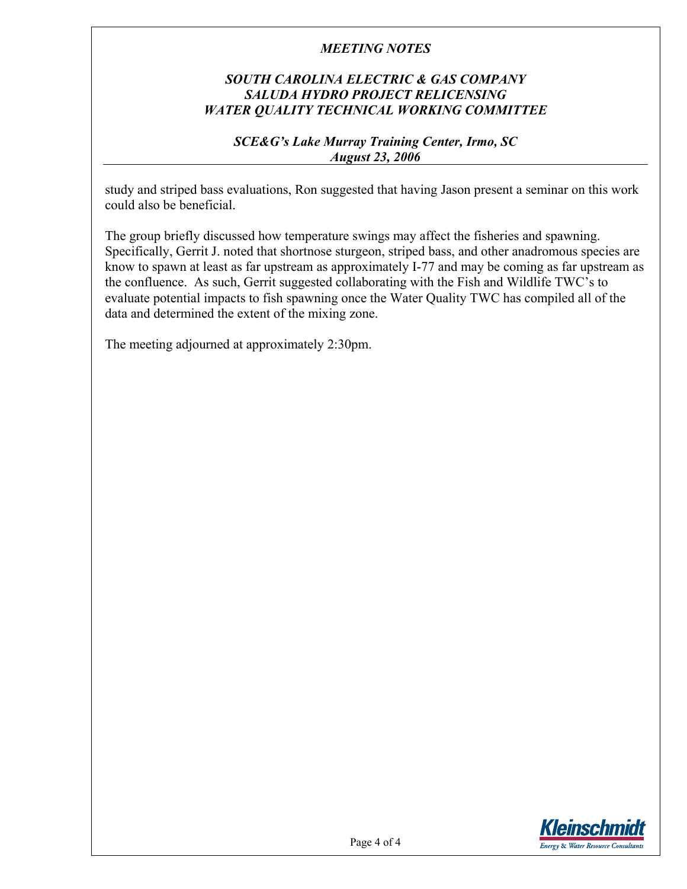study and striped bass evaluations, Ron suggested that having Jason present a seminar on this work could also be beneficial.

The group briefly discussed how temperature swings may affect the fisheries and spawning. Specifically, Gerrit J. noted that shortnose sturgeon, striped bass, and other anadromous species are know to spawn at least as far upstream as approximately I-77 and may be coming as far upstream as the confluence. As such, Gerrit suggested collaborating with the Fish and Wildlife TWC's to evaluate potential impacts to fish spawning once the Water Quality TWC has compiled all of the data and determined the extent of the mixing zone.

The meeting adjourned at approximately 2:30pm.